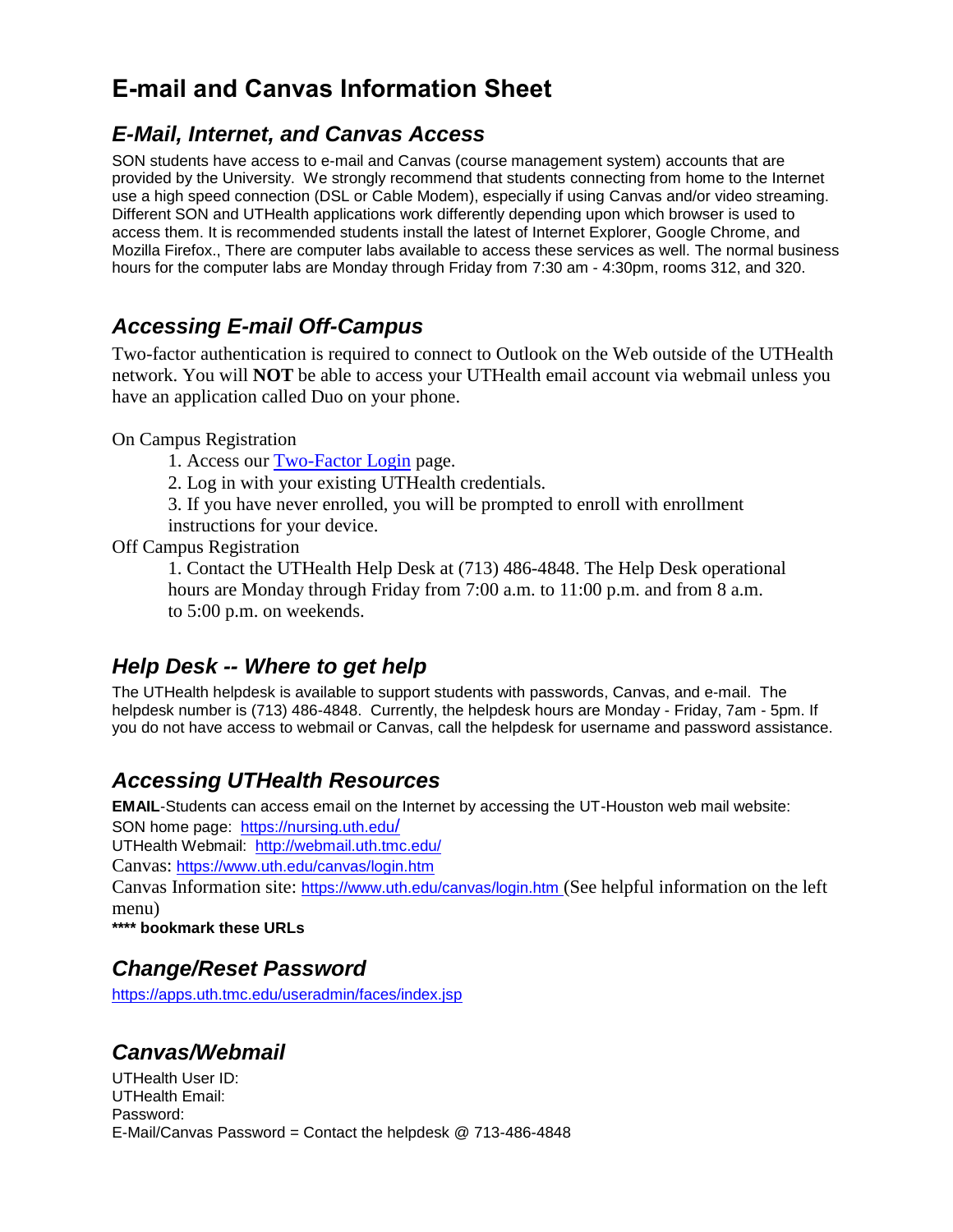# E-mail and Canvas Information Sheet

## *E-Mail, Internet, and Canvas Access*

SON students have access to e-mail and Canvas (course management system) accounts that are provided by the University. We strongly recommend that students connecting from home to the Internet use a high speed connection (DSL or Cable Modem), especially if using Canvas and/or video streaming. Different SON and UTHealth applications work differently depending upon which browser is used to access them. It is recommended students install the latest of Internet Explorer, Google Chrome, and Mozilla Firefox., There are computer labs available to access these services as well. The normal business hours for the computer labs are Monday through Friday from 7:30 am - 4:30pm, rooms 312, and 320.

## *Accessing E-mail Off-Campus*

Two-factor authentication is required to connect to Outlook on the Web outside of the UTHealth network. You will **NOT** be able to access your UTHealth email account via webmail unless you have an application called Duo on your phone.

On Campus Registration

1. Access our Two-Factor Login page.
2. Log in with your existing UTHealth credentials.
3. If you have never enrolled, you will be prompted to enroll with enrollment instructions for your device.

Off Campus Registration

1. Contact the UTHealth Help Desk at (713) 486-4848. The Help Desk operational hours are Monday through Friday from 7:00 a.m. to 11:00 p.m. and from 8 a.m. to 5:00 p.m. on weekends.

## *Help Desk -- Where to get help*

The UTHealth helpdesk is available to support students with passwords, Canvas, and e-mail. The helpdesk number is (713) 486-4848. Currently, the helpdesk hours are Monday - Friday, 7am - 5pm. If you do not have access to webmail or Canvas, call the helpdesk for username and password assistance.

## *Accessing UTHealth Resources*

**EMAIL**-Students can access email on the Internet by accessing the UT-Houston web mail website:
SON home page: https://nursing.uth.edu/
UTHealth Webmail: http://webmail.uth.tmc.edu/
Canvas: https://www.uth.edu/canvas/login.htm
Canvas Information site: https://www.uth.edu/canvas/login.htm (See helpful information on the left menu)
**\*\*\*\* bookmark these URLs**

## *Change/Reset Password*

https://apps.uth.tmc.edu/useradmin/faces/index.jsp

## *Canvas/Webmail*

UTHealth User ID:
UTHealth Email:
Password:
E-Mail/Canvas Password = Contact the helpdesk @ 713-486-4848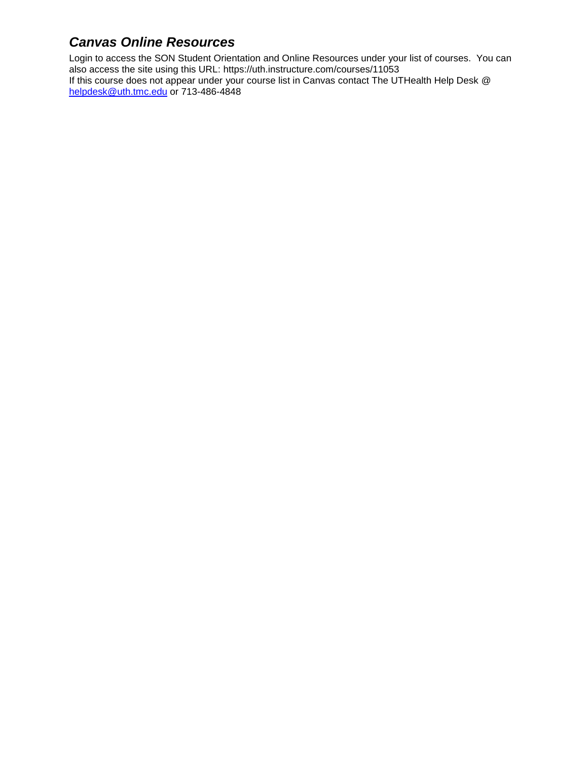## ***Canvas Online Resources***

Login to access the SON Student Orientation and Online Resources under your list of courses. You can also access the site using this URL: https://uth.instructure.com/courses/11053

If this course does not appear under your course list in Canvas contact The UTHealth Help Desk @ helpdesk@uth.tmc.edu or 713-486-4848